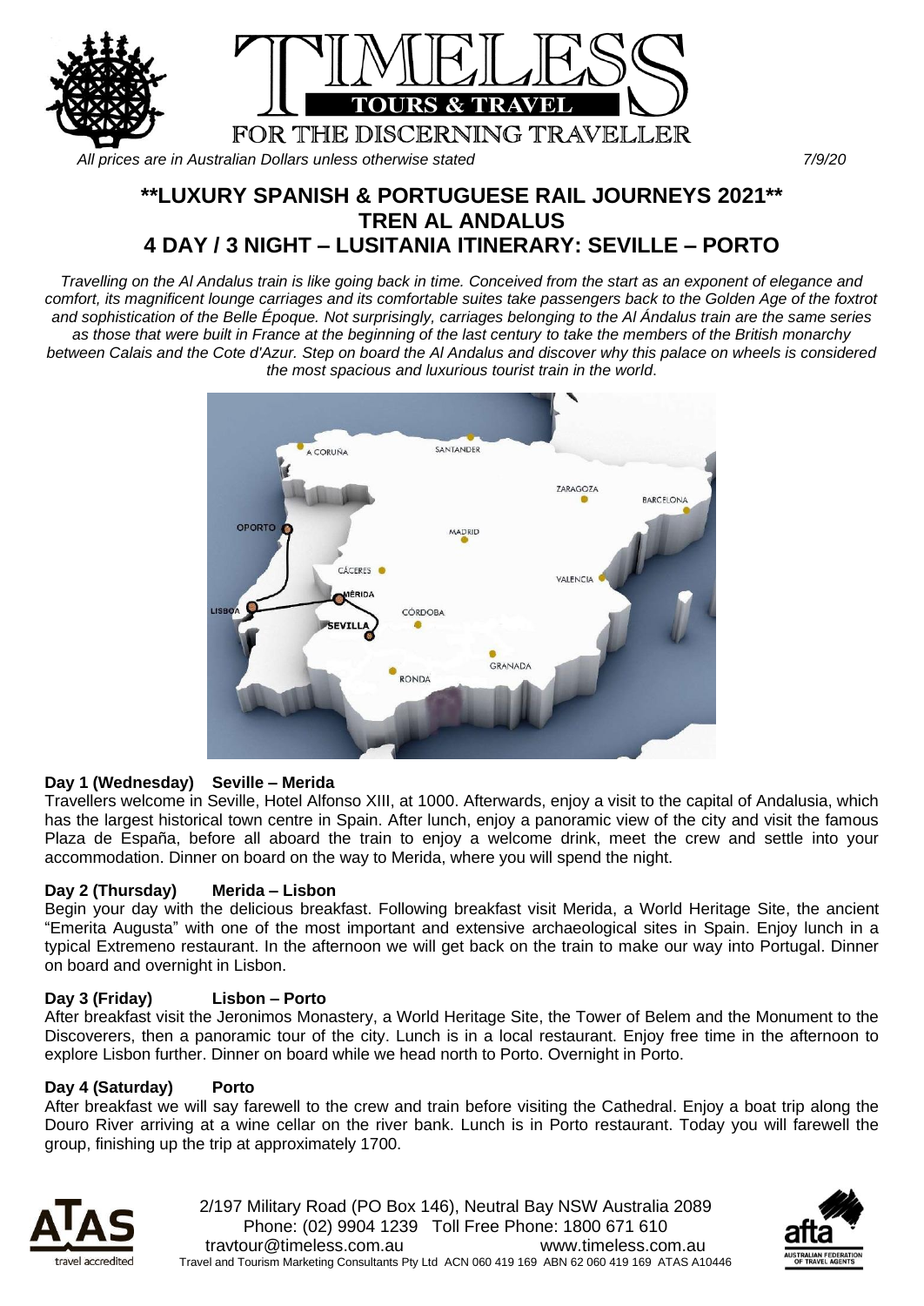# TIMELESS TOURS & TRAVEL

FOR THE DISCERNING TRAVELLER

*All prices are in Australian Dollars unless otherwise stated* 7/9/20

## **LUXURY SPANISH & PORTUGUESE RAIL JOURNEYS 2021**
## TREN AL ANDALUS
## 4 DAY / 3 NIGHT – LUSITANIA ITINERARY: SEVILLE – PORTO

*Travelling on the Al Andalus train is like going back in time. Conceived from the start as an exponent of elegance and comfort, its magnificent lounge carriages and its comfortable suites take passengers back to the Golden Age of the foxtrot and sophistication of the Belle Époque. Not surprisingly, carriages belonging to the Al Ándalus train are the same series as those that were built in France at the beginning of the last century to take the members of the British monarchy between Calais and the Cote d'Azur. Step on board the Al Andalus and discover why this palace on wheels is considered the most spacious and luxurious tourist train in the world.*

**Day 1 (Wednesday) Seville – Merida**

Travellers welcome in Seville, Hotel Alfonso XIII, at 1000. Afterwards, enjoy a visit to the capital of Andalusia, which has the largest historical town centre in Spain. After lunch, enjoy a panoramic view of the city and visit the famous Plaza de España, before all aboard the train to enjoy a welcome drink, meet the crew and settle into your accommodation. Dinner on board on the way to Merida, where you will spend the night.

**Day 2 (Thursday) Merida – Lisbon**

Begin your day with the delicious breakfast. Following breakfast visit Merida, a World Heritage Site, the ancient "Emerita Augusta" with one of the most important and extensive archaeological sites in Spain. Enjoy lunch in a typical Extremeno restaurant. In the afternoon we will get back on the train to make our way into Portugal. Dinner on board and overnight in Lisbon.

**Day 3 (Friday) Lisbon – Porto**

After breakfast visit the Jeronimos Monastery, a World Heritage Site, the Tower of Belem and the Monument to the Discoverers, then a panoramic tour of the city. Lunch is in a local restaurant. Enjoy free time in the afternoon to explore Lisbon further. Dinner on board while we head north to Porto. Overnight in Porto.

**Day 4 (Saturday) Porto**

After breakfast we will say farewell to the crew and train before visiting the Cathedral. Enjoy a boat trip along the Douro River arriving at a wine cellar on the river bank. Lunch is in Porto restaurant. Today you will farewell the group, finishing up the trip at approximately 1700.

2/197 Military Road (PO Box 146), Neutral Bay NSW Australia 2089
Phone: (02) 9904 1239 Toll Free Phone: 1800 671 610
travtour@timeless.com.au www.timeless.com.au
Travel and Tourism Marketing Consultants Pty Ltd ACN 060 419 169 ABN 62 060 419 169 ATAS A10446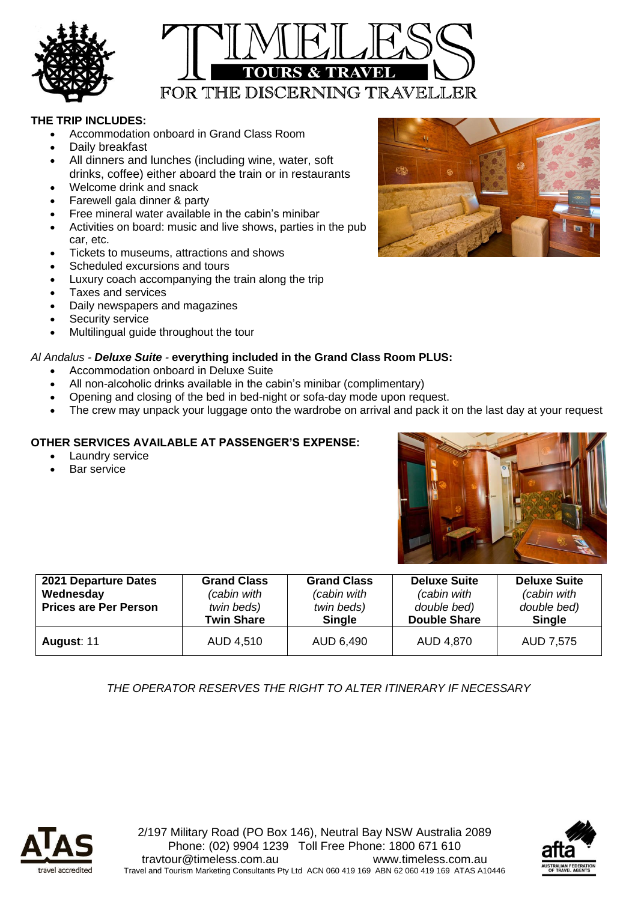# TIMELESS TOURS & TRAVEL

FOR THE DISCERNING TRAVELLER

**THE TRIP INCLUDES:**

- Accommodation onboard in Grand Class Room
- Daily breakfast
- All dinners and lunches (including wine, water, soft drinks, coffee) either aboard the train or in restaurants
- Welcome drink and snack
- Farewell gala dinner & party
- Free mineral water available in the cabin's minibar
- Activities on board: music and live shows, parties in the pub car, etc.
- Tickets to museums, attractions and shows
- Scheduled excursions and tours
- Luxury coach accompanying the train along the trip
- Taxes and services
- Daily newspapers and magazines
- Security service
- Multilingual guide throughout the tour

*Al Andalus* - ***Deluxe Suite*** - **everything included in the Grand Class Room PLUS:**

- Accommodation onboard in Deluxe Suite
- All non-alcoholic drinks available in the cabin's minibar (complimentary)
- Opening and closing of the bed in bed-night or sofa-day mode upon request.
- The crew may unpack your luggage onto the wardrobe on arrival and pack it on the last day at your request

**OTHER SERVICES AVAILABLE AT PASSENGER'S EXPENSE:**

- Laundry service
- Bar service

| **2021 Departure Dates Wednesday Prices are Per Person** | **Grand Class** *(cabin with twin beds)* **Twin Share** | **Grand Class** *(cabin with twin beds)* **Single** | **Deluxe Suite** *(cabin with double bed)* **Double Share** | **Deluxe Suite** *(cabin with double bed)* **Single** |
|---|---|---|---|---|
| **August**: 11 | AUD 4,510 | AUD 6,490 | AUD 4,870 | AUD 7,575 |

*THE OPERATOR RESERVES THE RIGHT TO ALTER ITINERARY IF NECESSARY*

2/197 Military Road (PO Box 146), Neutral Bay NSW Australia 2089
Phone: (02) 9904 1239 Toll Free Phone: 1800 671 610
travtour@timeless.com.au www.timeless.com.au
Travel and Tourism Marketing Consultants Pty Ltd ACN 060 419 169 ABN 62 060 419 169 ATAS A10446

ATAS travel accredited

afta AUSTRALIAN FEDERATION OF TRAVEL AGENTS